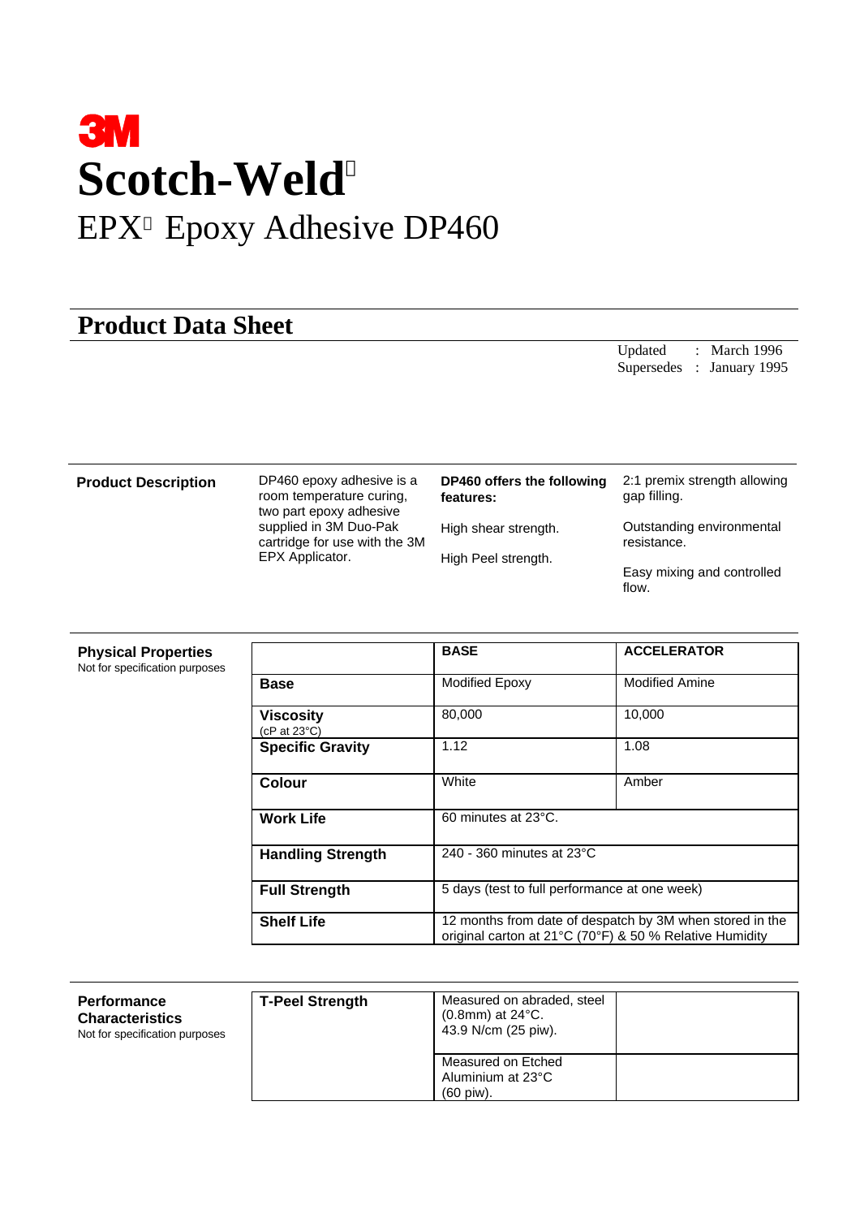# 3M

# Scotch-Weld

## EPX Epoxy Adhesive DP460

## Product Data Sheet

Updated : March 1996
Supersedes : January 1995

### Product Description

DP460 epoxy adhesive is a room temperature curing, two part epoxy adhesive supplied in 3M Duo-Pak cartridge for use with the 3M EPX Applicator.

**DP460 offers the following features:**

High shear strength.

High Peel strength.

2:1 premix strength allowing gap filling.

Outstanding environmental resistance.

Easy mixing and controlled flow.

### Physical Properties

Not for specification purposes

| | **BASE** | **ACCELERATOR** |
|---|---|---|
| **Base** | Modified Epoxy | Modified Amine |
| **Viscosity** (cP at 23°C) | 80,000 | 10,000 |
| **Specific Gravity** | 1.12 | 1.08 |
| **Colour** | White | Amber |
| **Work Life** | 60 minutes at 23°C. | |
| **Handling Strength** | 240 - 360 minutes at 23°C | |
| **Full Strength** | 5 days (test to full performance at one week) | |
| **Shelf Life** | 12 months from date of despatch by 3M when stored in the original carton at 21°C (70°F) & 50 % Relative Humidity | |

### Performance Characteristics

Not for specification purposes

| | | |
|---|---|---|
| **T-Peel Strength** | Measured on abraded, steel (0.8mm) at 24°C. 43.9 N/cm (25 piw). | |
| | Measured on Etched Aluminium at 23°C (60 piw). | |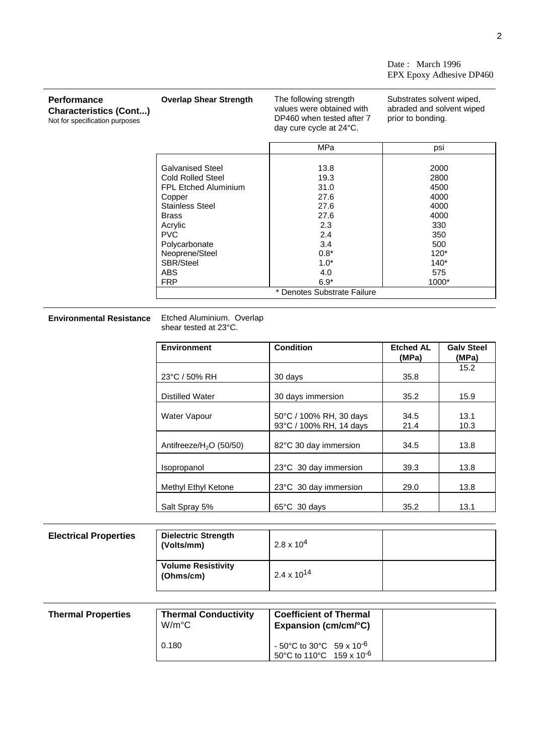Date : March 1996
EPX Epoxy Adhesive DP460

## Performance Characteristics (Cont...)

Not for specification purposes

**Overlap Shear Strength**

The following strength values were obtained with DP460 when tested after 7 day cure cycle at 24°C.

Substrates solvent wiped, abraded and solvent wiped prior to bonding.

| | MPa | psi |
|---|---|---|
| Galvanised Steel | 13.8 | 2000 |
| Cold Rolled Steel | 19.3 | 2800 |
| FPL Etched Aluminium | 31.0 | 4500 |
| Copper | 27.6 | 4000 |
| Stainless Steel | 27.6 | 4000 |
| Brass | 27.6 | 4000 |
| Acrylic | 2.3 | 330 |
| PVC | 2.4 | 350 |
| Polycarbonate | 3.4 | 500 |
| Neoprene/Steel | 0.8* | 120* |
| SBR/Steel | 1.0* | 140* |
| ABS | 4.0 | 575 |
| FRP | 6.9* | 1000* |

\* Denotes Substrate Failure

## Environmental Resistance

Etched Aluminium. Overlap shear tested at 23°C.

| Environment | Condition | Etched AL (MPa) | Galv Steel (MPa) |
|---|---|---|---|
| 23°C / 50% RH | 30 days | 35.8 | 15.2 |
| Distilled Water | 30 days immersion | 35.2 | 15.9 |
| Water Vapour | 50°C / 100% RH, 30 days | 34.5 | 13.1 |
| | 93°C / 100% RH, 14 days | 21.4 | 10.3 |
| Antifreeze/$H_2O$ (50/50) | 82°C 30 day immersion | 34.5 | 13.8 |
| Isopropanol | 23°C 30 day immersion | 39.3 | 13.8 |
| Methyl Ethyl Ketone | 23°C 30 day immersion | 29.0 | 13.8 |
| Salt Spray 5% | 65°C 30 days | 35.2 | 13.1 |

## Electrical Properties

| Property | Value |
|---|---|
| **Dielectric Strength (Volts/mm)** | $2.8 \times 10^4$ |
| **Volume Resistivity (Ohms/cm)** | $2.4 \times 10^{14}$ |

## Thermal Properties

| **Thermal Conductivity** W/m°C | **Coefficient of Thermal Expansion (cm/cm/°C)** |
|---|---|
| 0.180 | - 50°C to 30°C $59 \times 10^{-6}$<br>50°C to 110°C $159 \times 10^{-6}$ |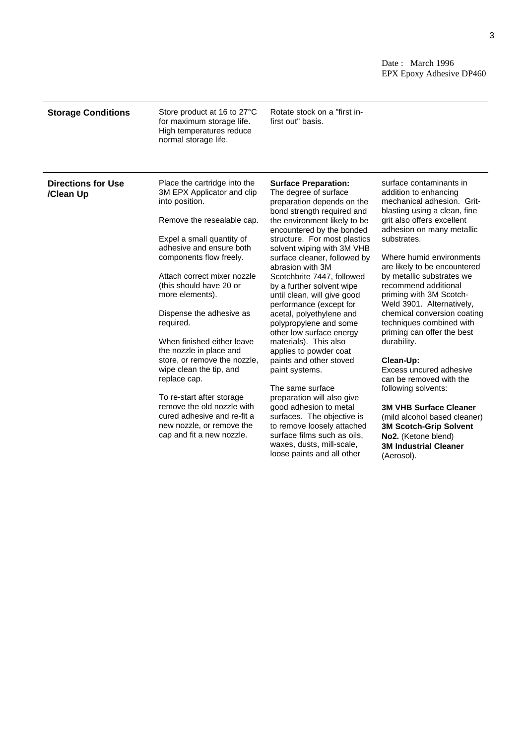## Storage Conditions

Store product at 16 to 27°C for maximum storage life. High temperatures reduce normal storage life.

Rotate stock on a "first in-first out" basis.

## Directions for Use /Clean Up

Place the cartridge into the 3M EPX Applicator and clip into position.

Remove the resealable cap.

Expel a small quantity of adhesive and ensure both components flow freely.

Attach correct mixer nozzle (this should have 20 or more elements).

Dispense the adhesive as required.

When finished either leave the nozzle in place and store, or remove the nozzle, wipe clean the tip, and replace cap.

To re-start after storage remove the old nozzle with cured adhesive and re-fit a new nozzle, or remove the cap and fit a new nozzle.

**Surface Preparation:**
The degree of surface preparation depends on the bond strength required and the environment likely to be encountered by the bonded structure. For most plastics solvent wiping with 3M VHB surface cleaner, followed by abrasion with 3M Scotchbrite 7447, followed by a further solvent wipe until clean, will give good performance (except for acetal, polyethylene and polypropylene and some other low surface energy materials). This also applies to powder coat paints and other stoved paint systems.

The same surface preparation will also give good adhesion to metal surfaces. The objective is to remove loosely attached surface films such as oils, waxes, dusts, mill-scale, loose paints and all other surface contaminants in addition to enhancing mechanical adhesion. Grit-blasting using a clean, fine grit also offers excellent adhesion on many metallic substrates.

Where humid environments are likely to be encountered by metallic substrates we recommend additional priming with 3M Scotch-Weld 3901. Alternatively, chemical conversion coating techniques combined with priming can offer the best durability.

**Clean-Up:**
Excess uncured adhesive can be removed with the following solvents:

**3M VHB Surface Cleaner** (mild alcohol based cleaner)
**3M Scotch-Grip Solvent No2.** (Ketone blend)
**3M Industrial Cleaner** (Aerosol).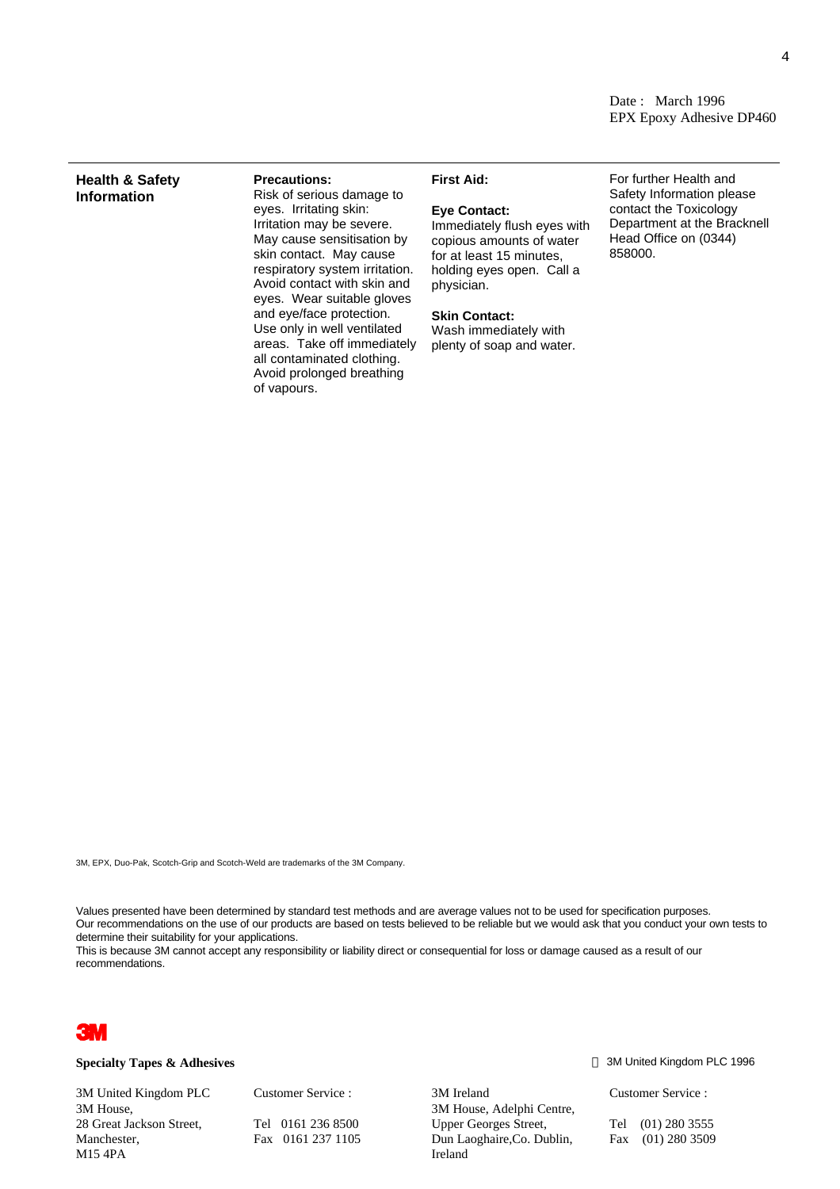## Health & Safety Information

**Precautions:**
Risk of serious damage to eyes. Irritating skin: Irritation may be severe. May cause sensitisation by skin contact. May cause respiratory system irritation. Avoid contact with skin and eyes. Wear suitable gloves and eye/face protection. Use only in well ventilated areas. Take off immediately all contaminated clothing. Avoid prolonged breathing of vapours.

**First Aid:**

**Eye Contact:**
Immediately flush eyes with copious amounts of water for at least 15 minutes, holding eyes open. Call a physician.

**Skin Contact:**
Wash immediately with plenty of soap and water.

For further Health and Safety Information please contact the Toxicology Department at the Bracknell Head Office on (0344) 858000.

3M, EPX, Duo-Pak, Scotch-Grip and Scotch-Weld are trademarks of the 3M Company.

Values presented have been determined by standard test methods and are average values not to be used for specification purposes.
Our recommendations on the use of our products are based on tests believed to be reliable but we would ask that you conduct your own tests to determine their suitability for your applications.
This is because 3M cannot accept any responsibility or liability direct or consequential for loss or damage caused as a result of our recommendations.

**3M**

**Specialty Tapes & Adhesives**

© 3M United Kingdom PLC 1996

3M United Kingdom PLC
3M House,
28 Great Jackson Street,
Manchester,
M15 4PA

Customer Service :
Tel 0161 236 8500
Fax 0161 237 1105

3M Ireland
3M House, Adelphi Centre,
Upper Georges Street,
Dun Laoghaire,Co. Dublin,
Ireland

Customer Service :
Tel (01) 280 3555
Fax (01) 280 3509